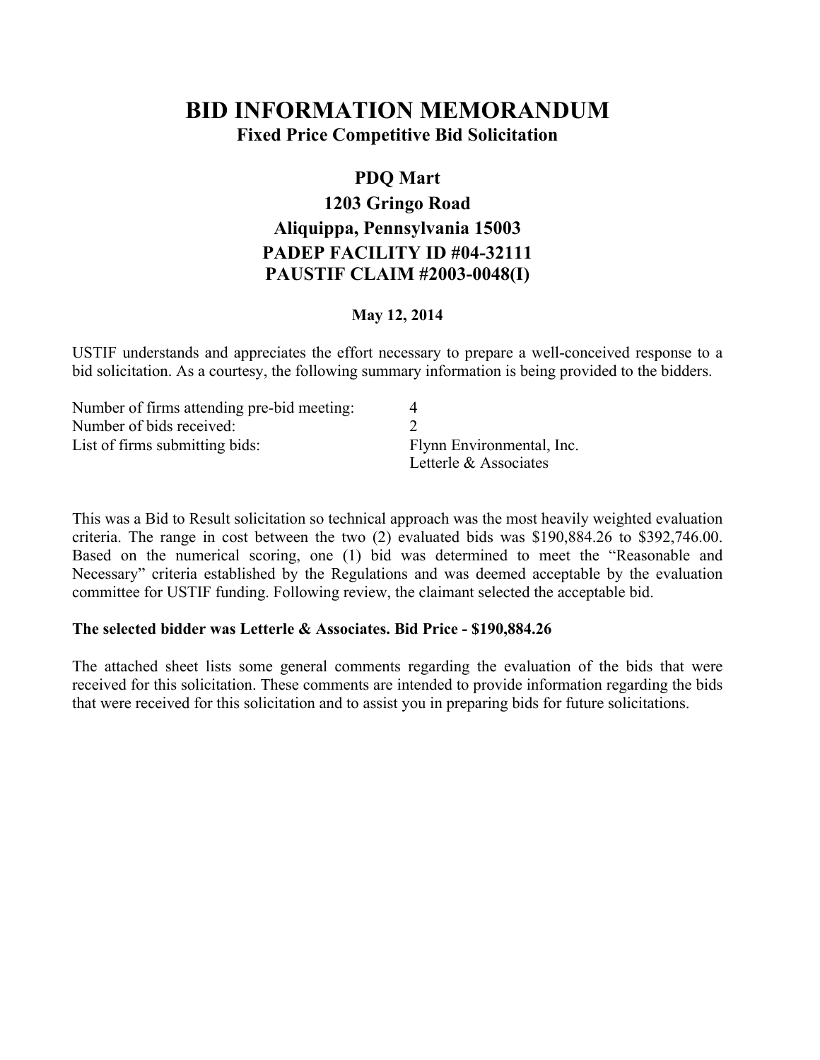# BID INFORMATION MEMORANDUM

## Fixed Price Competitive Bid Solicitation

## PDQ Mart
## 1203 Gringo Road
## Aliquippa, Pennsylvania 15003
## PADEP FACILITY ID #04-32111
## PAUSTIF CLAIM #2003-0048(I)

**May 12, 2014**

USTIF understands and appreciates the effort necessary to prepare a well-conceived response to a bid solicitation. As a courtesy, the following summary information is being provided to the bidders.

| | |
|---|---|
| Number of firms attending pre-bid meeting: | 4 |
| Number of bids received: | 2 |
| List of firms submitting bids: | Flynn Environmental, Inc.<br>Letterle & Associates |

This was a Bid to Result solicitation so technical approach was the most heavily weighted evaluation criteria. The range in cost between the two (2) evaluated bids was $190,884.26 to $392,746.00. Based on the numerical scoring, one (1) bid was determined to meet the "Reasonable and Necessary" criteria established by the Regulations and was deemed acceptable by the evaluation committee for USTIF funding. Following review, the claimant selected the acceptable bid.

**The selected bidder was Letterle & Associates. Bid Price - $190,884.26**

The attached sheet lists some general comments regarding the evaluation of the bids that were received for this solicitation. These comments are intended to provide information regarding the bids that were received for this solicitation and to assist you in preparing bids for future solicitations.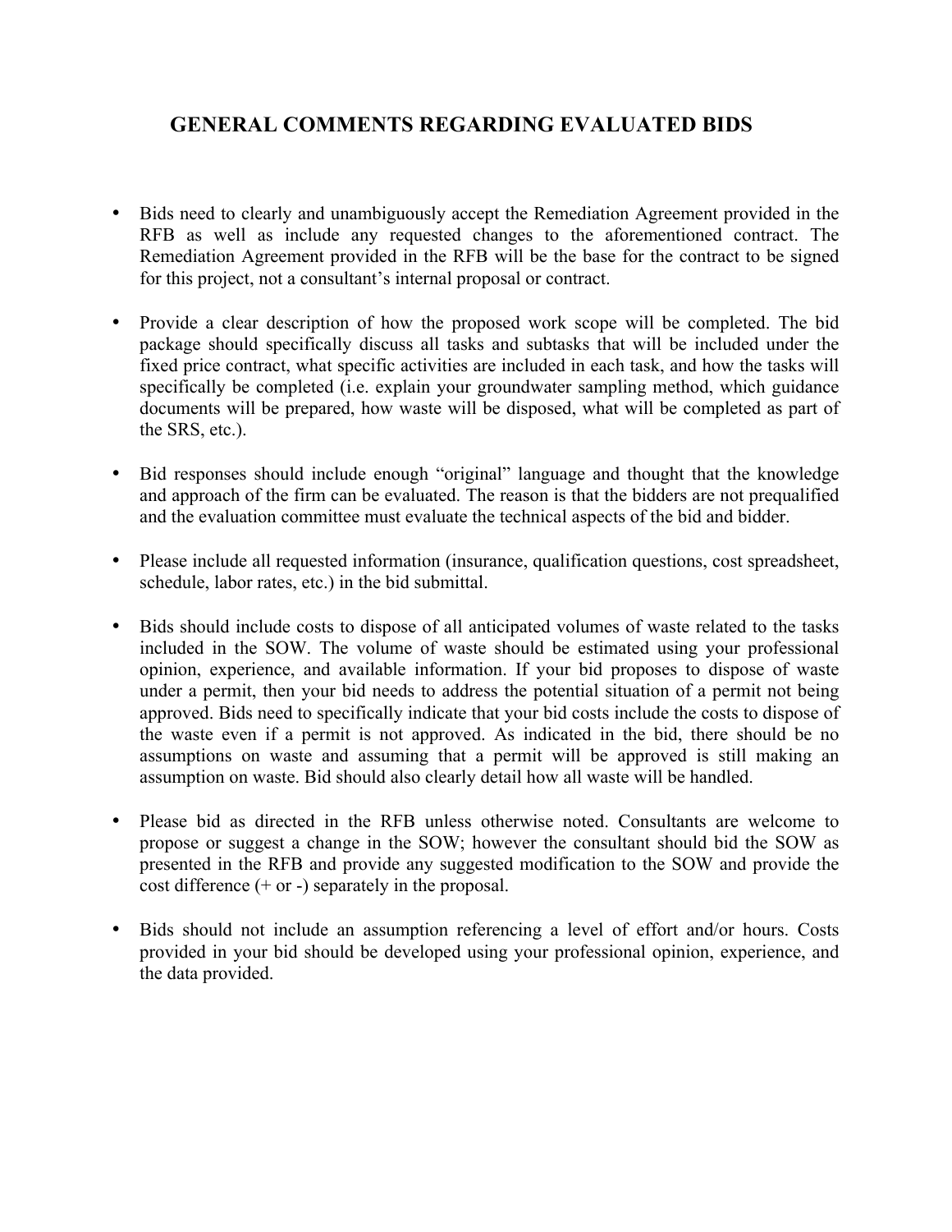# GENERAL COMMENTS REGARDING EVALUATED BIDS

- Bids need to clearly and unambiguously accept the Remediation Agreement provided in the RFB as well as include any requested changes to the aforementioned contract. The Remediation Agreement provided in the RFB will be the base for the contract to be signed for this project, not a consultant's internal proposal or contract.

- Provide a clear description of how the proposed work scope will be completed. The bid package should specifically discuss all tasks and subtasks that will be included under the fixed price contract, what specific activities are included in each task, and how the tasks will specifically be completed (i.e. explain your groundwater sampling method, which guidance documents will be prepared, how waste will be disposed, what will be completed as part of the SRS, etc.).

- Bid responses should include enough "original" language and thought that the knowledge and approach of the firm can be evaluated. The reason is that the bidders are not prequalified and the evaluation committee must evaluate the technical aspects of the bid and bidder.

- Please include all requested information (insurance, qualification questions, cost spreadsheet, schedule, labor rates, etc.) in the bid submittal.

- Bids should include costs to dispose of all anticipated volumes of waste related to the tasks included in the SOW. The volume of waste should be estimated using your professional opinion, experience, and available information. If your bid proposes to dispose of waste under a permit, then your bid needs to address the potential situation of a permit not being approved. Bids need to specifically indicate that your bid costs include the costs to dispose of the waste even if a permit is not approved. As indicated in the bid, there should be no assumptions on waste and assuming that a permit will be approved is still making an assumption on waste. Bid should also clearly detail how all waste will be handled.

- Please bid as directed in the RFB unless otherwise noted. Consultants are welcome to propose or suggest a change in the SOW; however the consultant should bid the SOW as presented in the RFB and provide any suggested modification to the SOW and provide the cost difference (+ or -) separately in the proposal.

- Bids should not include an assumption referencing a level of effort and/or hours. Costs provided in your bid should be developed using your professional opinion, experience, and the data provided.